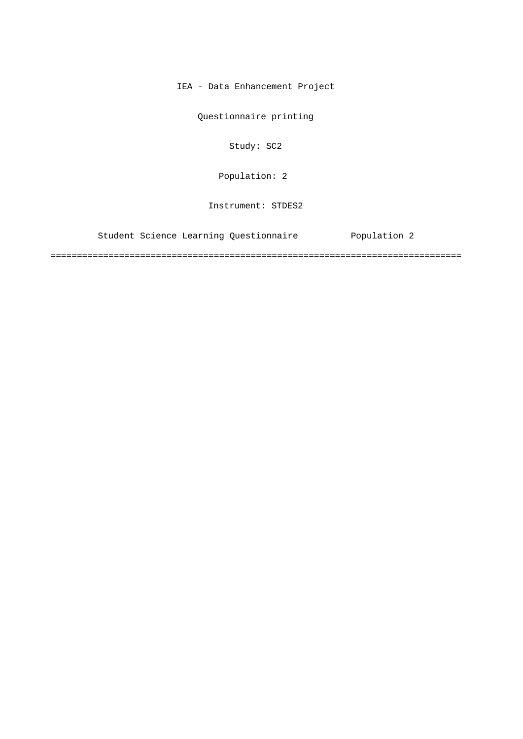IEA - Data Enhancement Project

Questionnaire printing

Study: SC2

Population: 2

Instrument: STDES2

Student Science Learning Questionnaire          Population 2

===============================================================================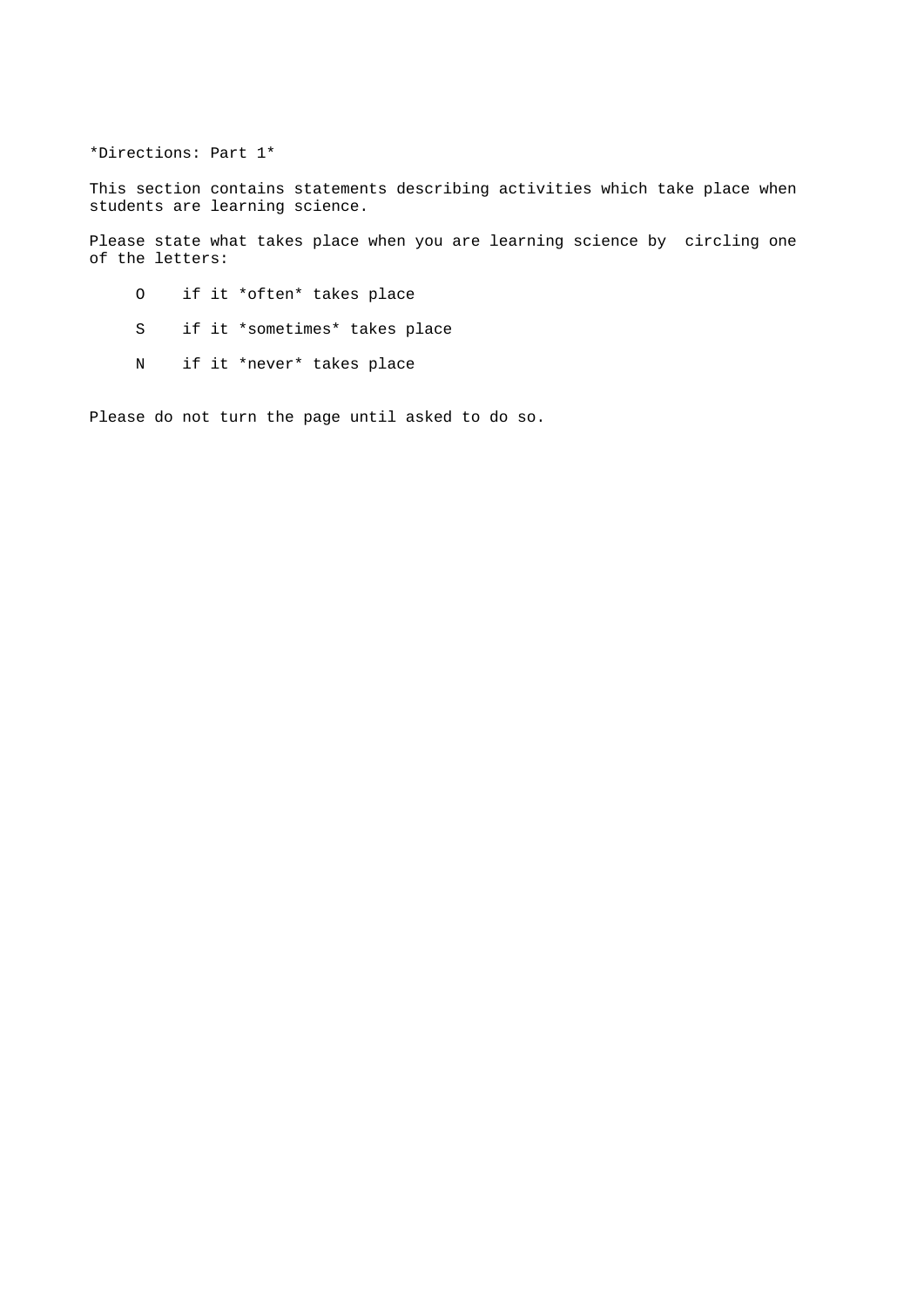*Directions: Part 1*

This section contains statements describing activities which take place when students are learning science.

Please state what takes place when you are learning science by circling one of the letters:

O if it *often* takes place

S if it *sometimes* takes place

N if it *never* takes place

Please do not turn the page until asked to do so.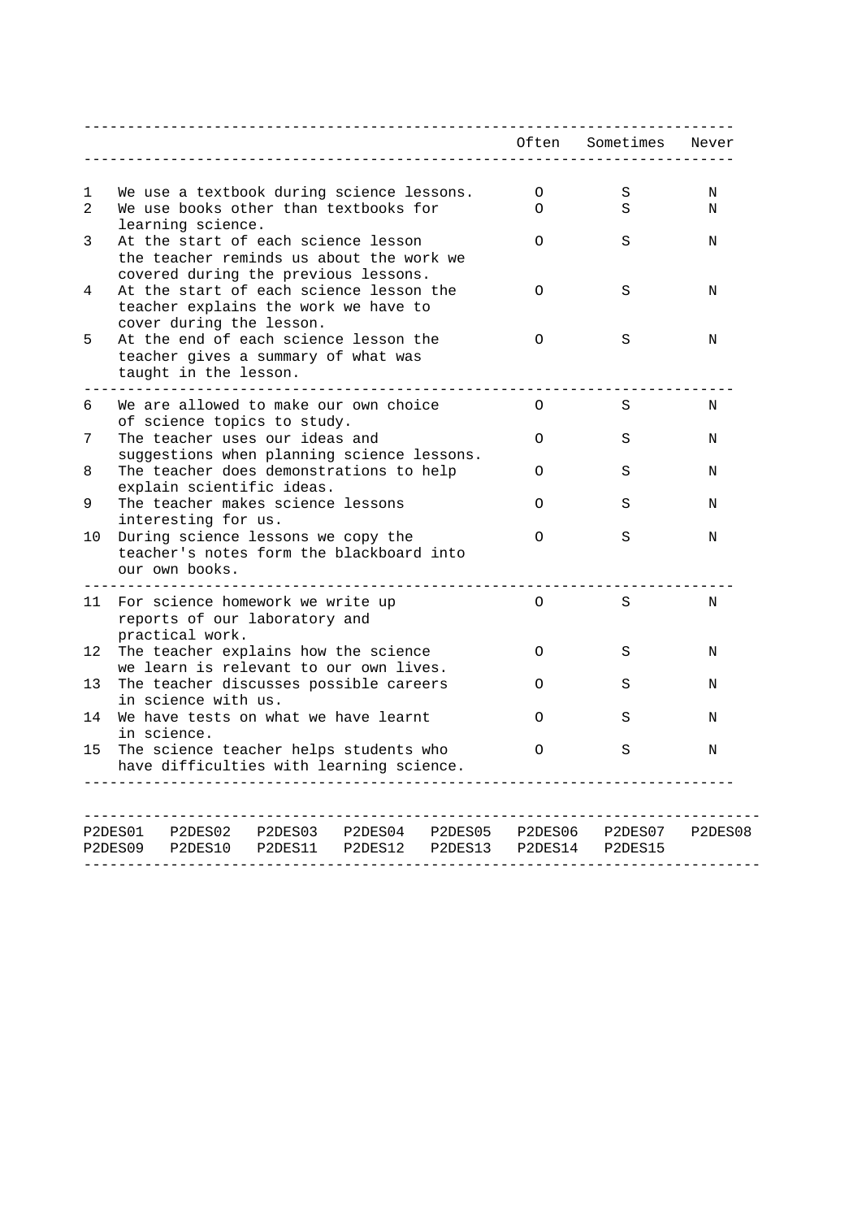| | | Often | Sometimes | Never |
|---|---|---|---|---|
| 1 | We use a textbook during science lessons. | O | S | N |
| 2 | We use books other than textbooks for learning science. | O | S | N |
| 3 | At the start of each science lesson the teacher reminds us about the work we covered during the previous lessons. | O | S | N |
| 4 | At the start of each science lesson the teacher explains the work we have to cover during the lesson. | O | S | N |
| 5 | At the end of each science lesson the teacher gives a summary of what was taught in the lesson. | O | S | N |
| 6 | We are allowed to make our own choice of science topics to study. | O | S | N |
| 7 | The teacher uses our ideas and suggestions when planning science lessons. | O | S | N |
| 8 | The teacher does demonstrations to help explain scientific ideas. | O | S | N |
| 9 | The teacher makes science lessons interesting for us. | O | S | N |
| 10 | During science lessons we copy the teacher's notes form the blackboard into our own books. | O | S | N |
| 11 | For science homework we write up reports of our laboratory and practical work. | O | S | N |
| 12 | The teacher explains how the science we learn is relevant to our own lives. | O | S | N |
| 13 | The teacher discusses possible careers in science with us. | O | S | N |
| 14 | We have tests on what we have learnt in science. | O | S | N |
| 15 | The science teacher helps students who have difficulties with learning science. | O | S | N |

P2DES01 P2DES02 P2DES03 P2DES04 P2DES05 P2DES06 P2DES07 P2DES08
P2DES09 P2DES10 P2DES11 P2DES12 P2DES13 P2DES14 P2DES15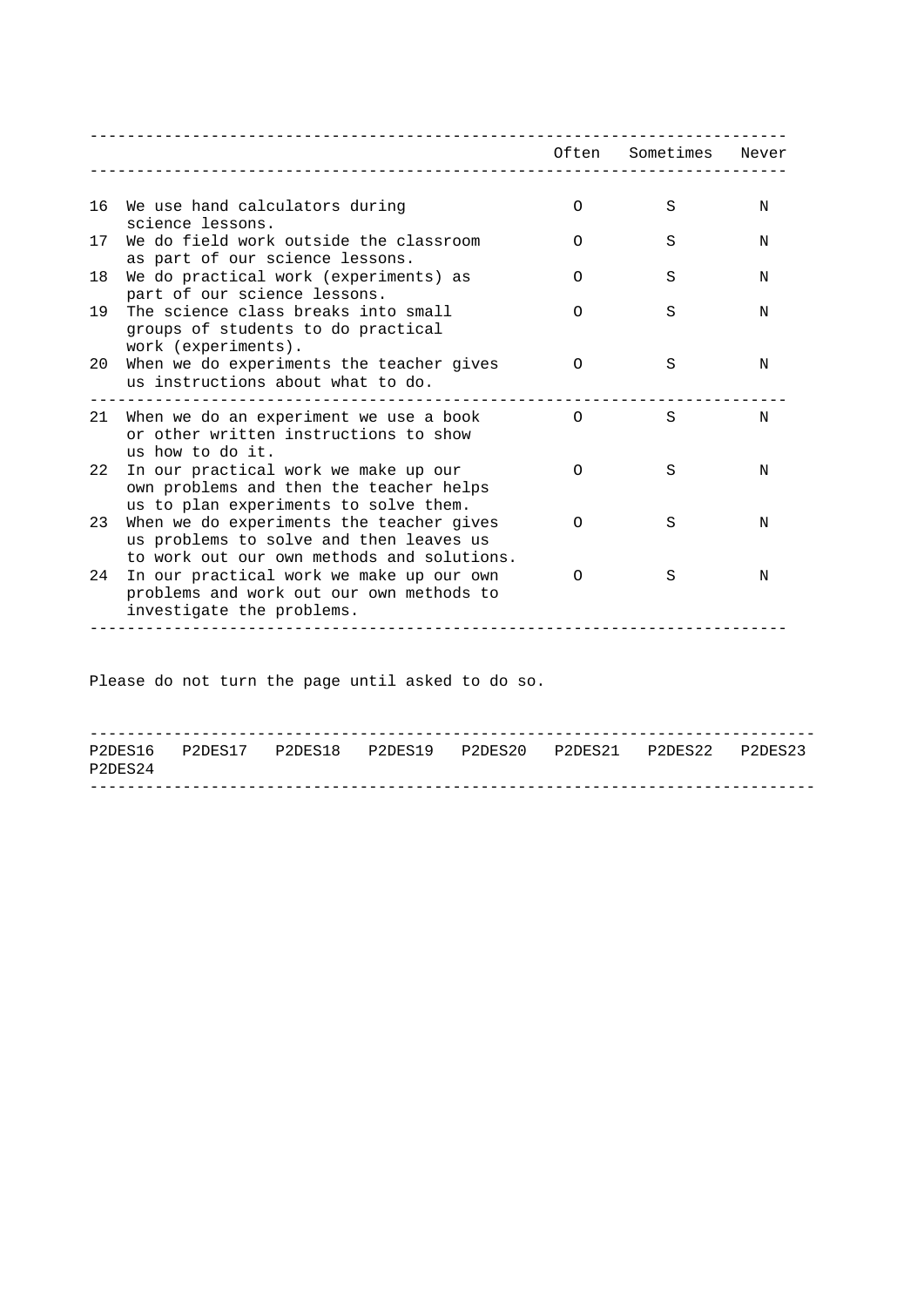| | | Often | Sometimes | Never |
|---|---|---|---|---|
| 16 | We use hand calculators during science lessons. | O | S | N |
| 17 | We do field work outside the classroom as part of our science lessons. | O | S | N |
| 18 | We do practical work (experiments) as part of our science lessons. | O | S | N |
| 19 | The science class breaks into small groups of students to do practical work (experiments). | O | S | N |
| 20 | When we do experiments the teacher gives us instructions about what to do. | O | S | N |
| 21 | When we do an experiment we use a book or other written instructions to show us how to do it. | O | S | N |
| 22 | In our practical work we make up our own problems and then the teacher helps us to plan experiments to solve them. | O | S | N |
| 23 | When we do experiments the teacher gives us problems to solve and then leaves us to work out our own methods and solutions. | O | S | N |
| 24 | In our practical work we make up our own problems and work out our own methods to investigate the problems. | O | S | N |

Please do not turn the page until asked to do so.

P2DES16 P2DES17 P2DES18 P2DES19 P2DES20 P2DES21 P2DES22 P2DES23 P2DES24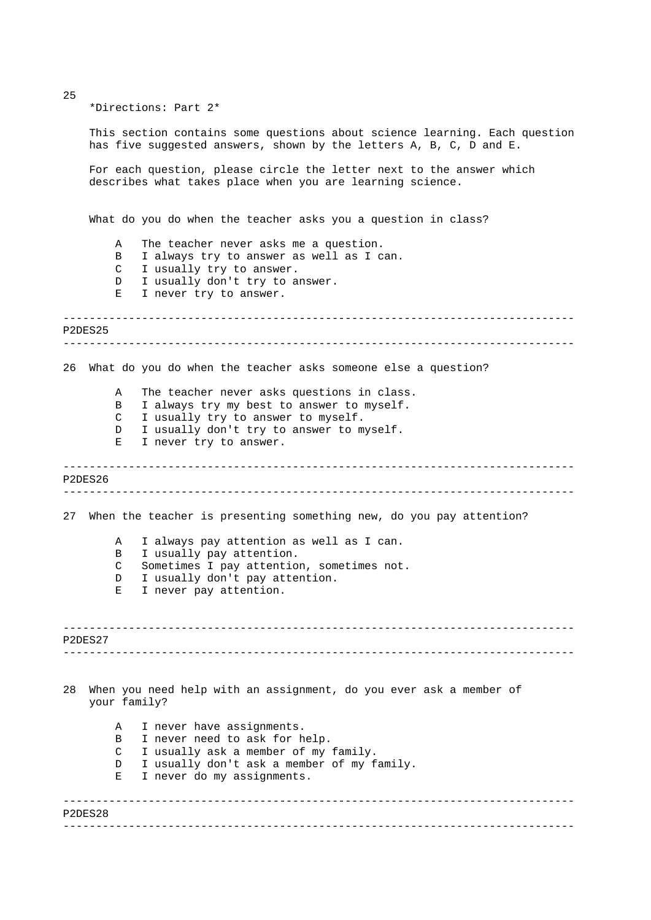25

*Directions: Part 2*

This section contains some questions about science learning. Each question has five suggested answers, shown by the letters A, B, C, D and E.

For each question, please circle the letter next to the answer which describes what takes place when you are learning science.

What do you do when the teacher asks you a question in class?

- A The teacher never asks me a question.
- B I always try to answer as well as I can.
- C I usually try to answer.
- D I usually don't try to answer.
- E I never try to answer.

---

P2DES25

---

26 What do you do when the teacher asks someone else a question?

- A The teacher never asks questions in class.
- B I always try my best to answer to myself.
- C I usually try to answer to myself.
- D I usually don't try to answer to myself.
- E I never try to answer.

---

P2DES26

---

27 When the teacher is presenting something new, do you pay attention?

- A I always pay attention as well as I can.
- B I usually pay attention.
- C Sometimes I pay attention, sometimes not.
- D I usually don't pay attention.
- E I never pay attention.

---

P2DES27

---

28 When you need help with an assignment, do you ever ask a member of your family?

- A I never have assignments.
- B I never need to ask for help.
- C I usually ask a member of my family.
- D I usually don't ask a member of my family.
- E I never do my assignments.

---

P2DES28

---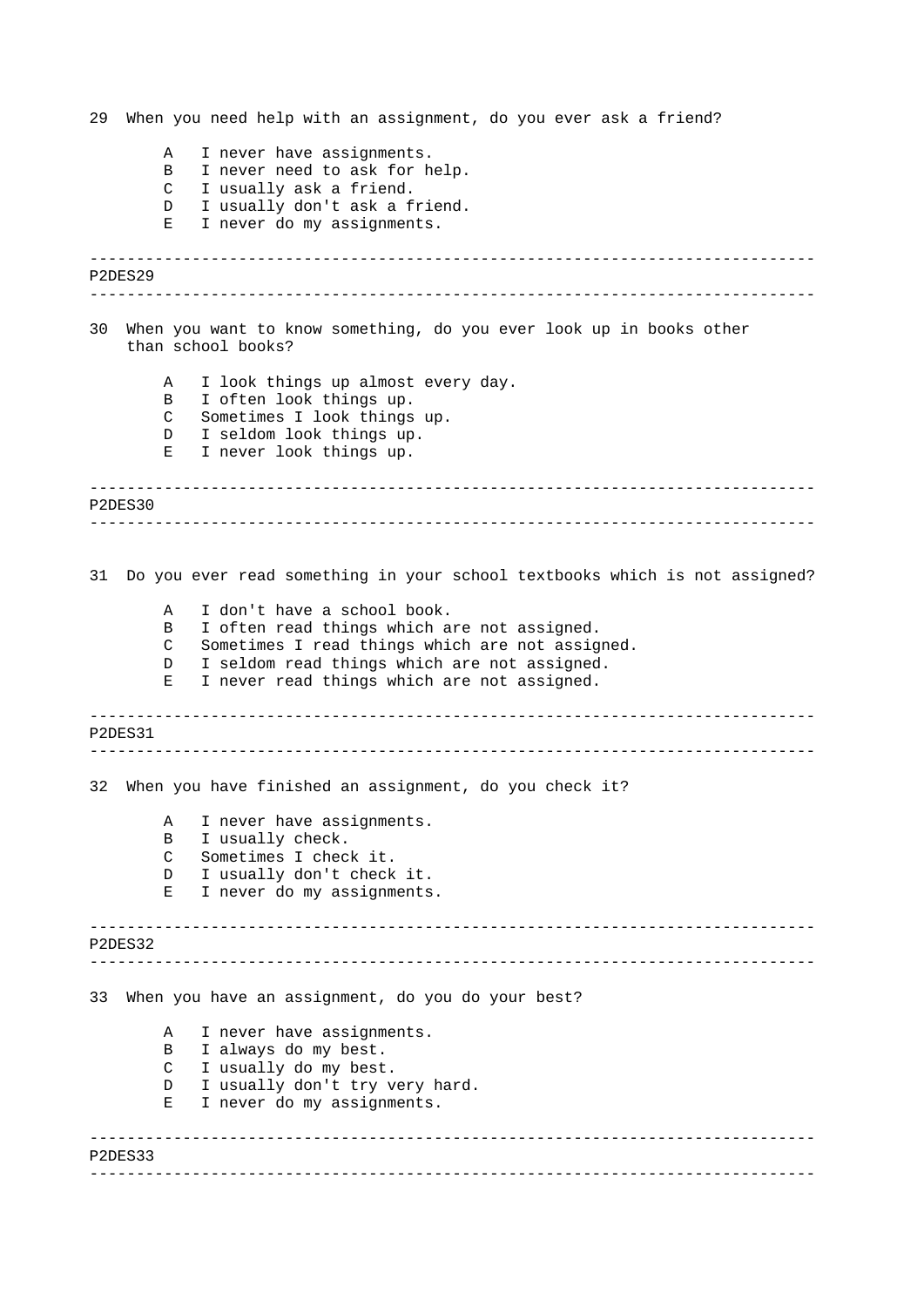29 When you need help with an assignment, do you ever ask a friend?

- A I never have assignments.
- B I never need to ask for help.
- C I usually ask a friend.
- D I usually don't ask a friend.
- E I never do my assignments.

---

P2DES29

---

30 When you want to know something, do you ever look up in books other than school books?

- A I look things up almost every day.
- B I often look things up.
- C Sometimes I look things up.
- D I seldom look things up.
- E I never look things up.

---

P2DES30

---

31 Do you ever read something in your school textbooks which is not assigned?

- A I don't have a school book.
- B I often read things which are not assigned.
- C Sometimes I read things which are not assigned.
- D I seldom read things which are not assigned.
- E I never read things which are not assigned.

---

P2DES31

---

32 When you have finished an assignment, do you check it?

- A I never have assignments.
- B I usually check.
- C Sometimes I check it.
- D I usually don't check it.
- E I never do my assignments.

---

P2DES32

---

33 When you have an assignment, do you do your best?

- A I never have assignments.
- B I always do my best.
- C I usually do my best.
- D I usually don't try very hard.
- E I never do my assignments.

---

P2DES33

---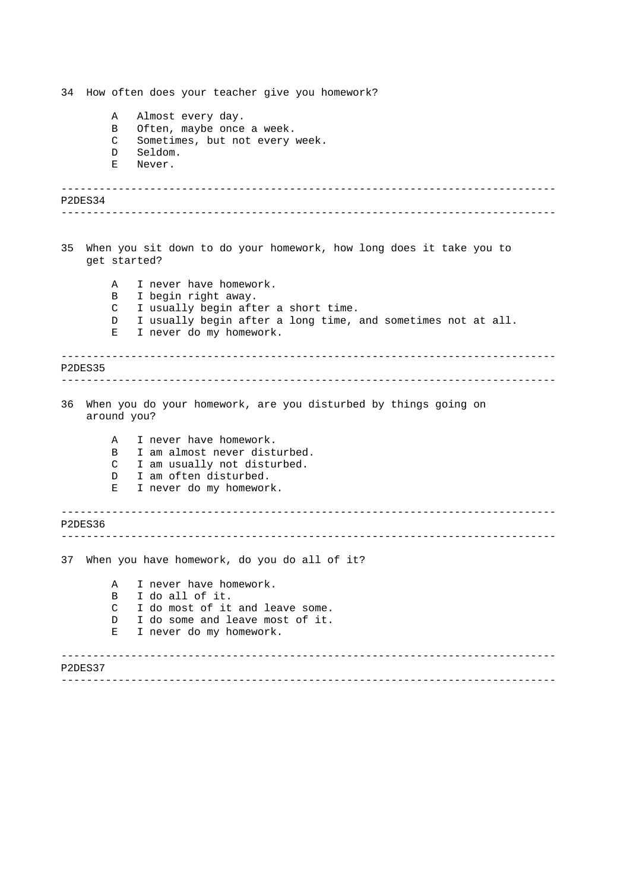34 How often does your teacher give you homework?

- A Almost every day.
- B Often, maybe once a week.
- C Sometimes, but not every week.
- D Seldom.
- E Never.

---

P2DES34

---

35 When you sit down to do your homework, how long does it take you to get started?

- A I never have homework.
- B I begin right away.
- C I usually begin after a short time.
- D I usually begin after a long time, and sometimes not at all.
- E I never do my homework.

---

P2DES35

---

36 When you do your homework, are you disturbed by things going on around you?

- A I never have homework.
- B I am almost never disturbed.
- C I am usually not disturbed.
- D I am often disturbed.
- E I never do my homework.

---

P2DES36

---

37 When you have homework, do you do all of it?

- A I never have homework.
- B I do all of it.
- C I do most of it and leave some.
- D I do some and leave most of it.
- E I never do my homework.

---

P2DES37

---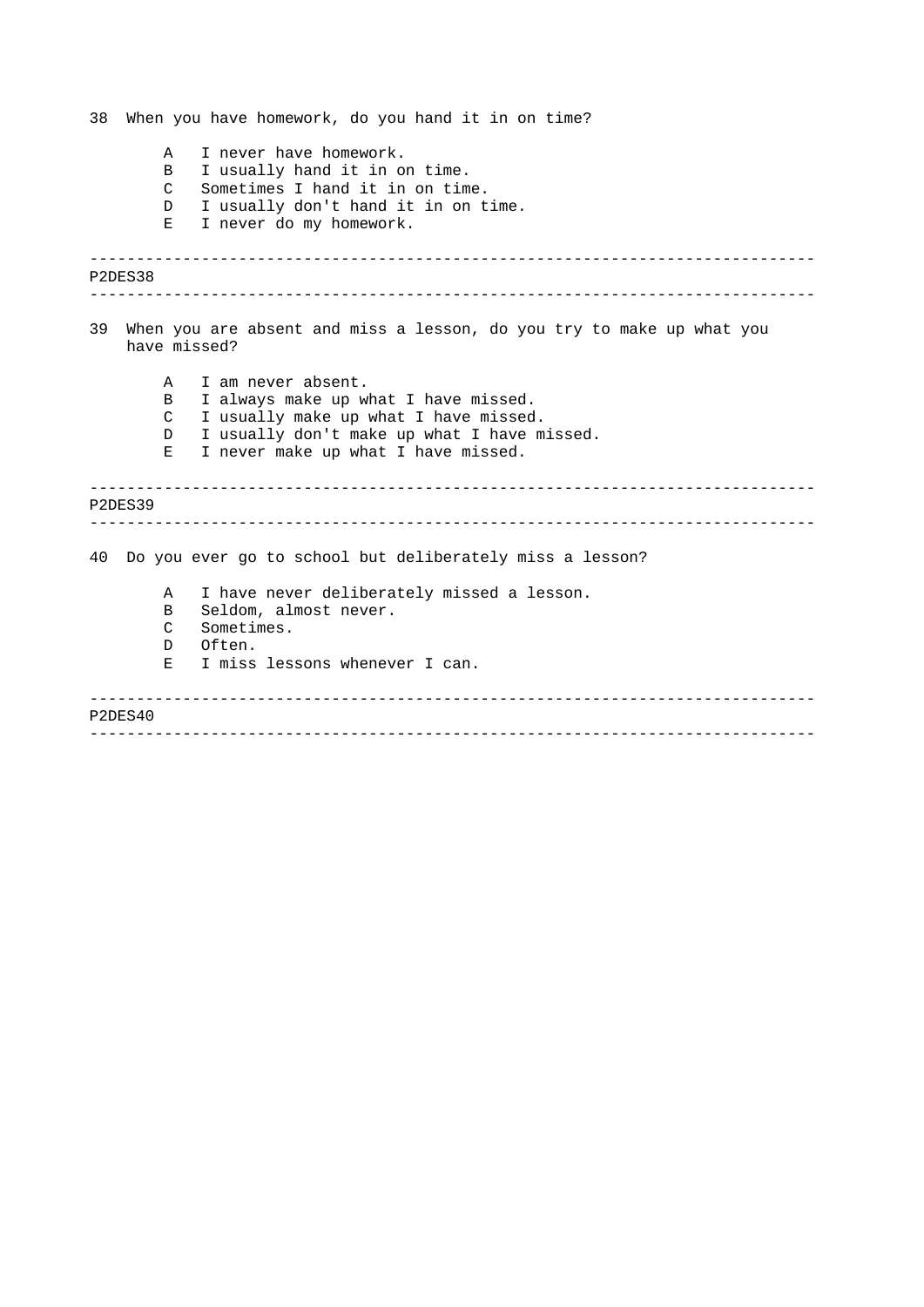38 When you have homework, do you hand it in on time?

- A I never have homework.
- B I usually hand it in on time.
- C Sometimes I hand it in on time.
- D I usually don't hand it in on time.
- E I never do my homework.

---

P2DES38

---

39 When you are absent and miss a lesson, do you try to make up what you have missed?

- A I am never absent.
- B I always make up what I have missed.
- C I usually make up what I have missed.
- D I usually don't make up what I have missed.
- E I never make up what I have missed.

---

P2DES39

---

40 Do you ever go to school but deliberately miss a lesson?

- A I have never deliberately missed a lesson.
- B Seldom, almost never.
- C Sometimes.
- D Often.
- E I miss lessons whenever I can.

---

P2DES40

---